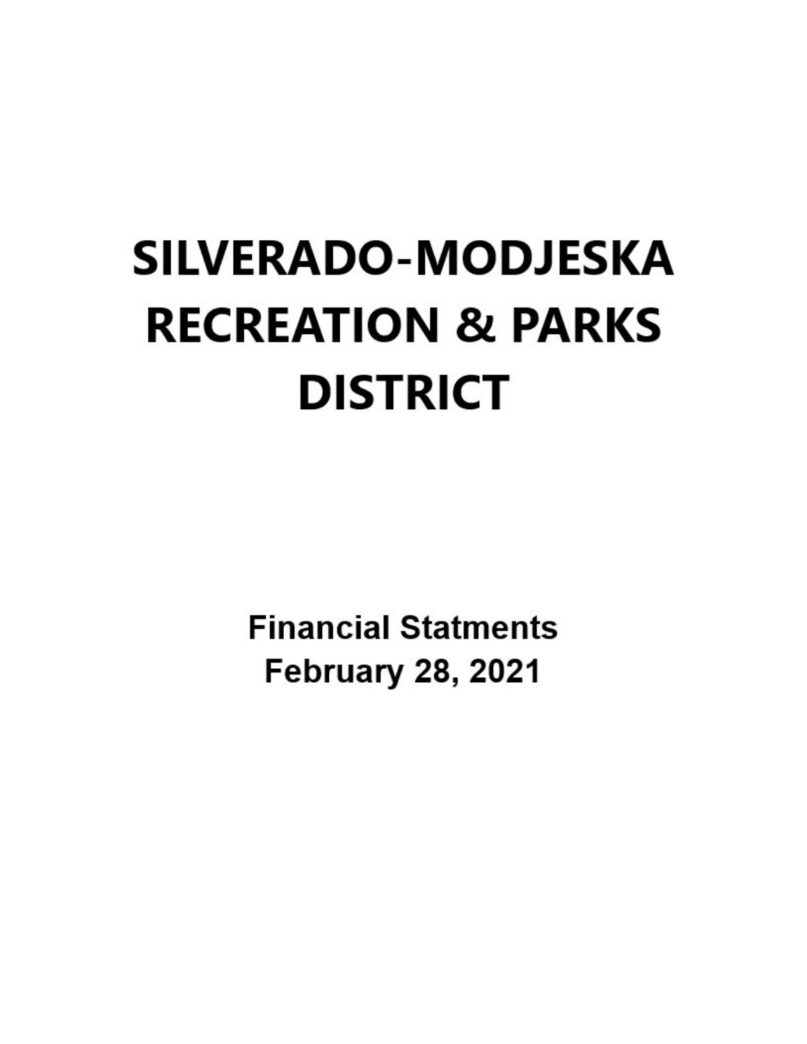# SILVERADO-MODJESKA RECREATION & PARKS DISTRICT

**Financial Statments**
**February 28, 2021**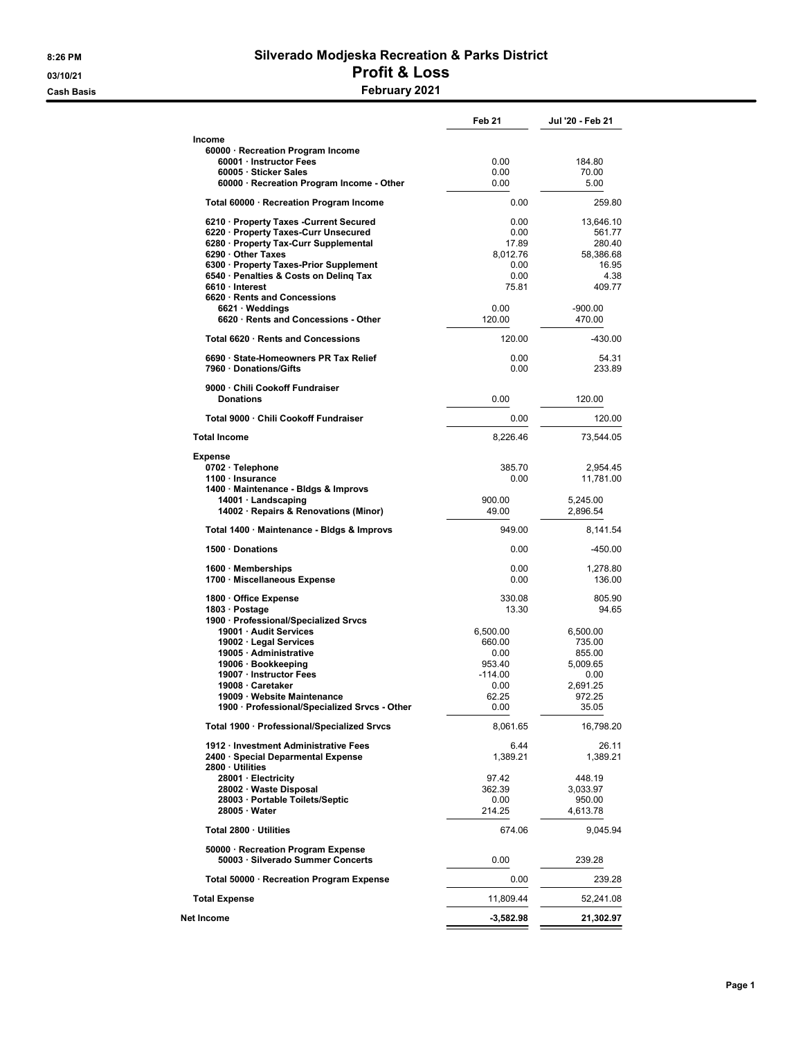# Silverado Modjeska Recreation & Parks District

## Profit & Loss

### February 2021

8:26 PM
03/10/21
Cash Basis

| | Feb 21 | Jul '20 - Feb 21 |
|---|---|---|
| **Income** | | |
| 60000 · Recreation Program Income | | |
| 60001 · Instructor Fees | 0.00 | 184.80 |
| 60005 · Sticker Sales | 0.00 | 70.00 |
| 60000 · Recreation Program Income - Other | 0.00 | 5.00 |
| Total 60000 · Recreation Program Income | 0.00 | 259.80 |
| 6210 · Property Taxes -Current Secured | 0.00 | 13,646.10 |
| 6220 · Property Taxes-Curr Unsecured | 0.00 | 561.77 |
| 6280 · Property Tax-Curr Supplemental | 17.89 | 280.40 |
| 6290 · Other Taxes | 8,012.76 | 58,386.68 |
| 6300 · Property Taxes-Prior Supplement | 0.00 | 16.95 |
| 6540 · Penalties & Costs on Delinq Tax | 0.00 | 4.38 |
| 6610 · Interest | 75.81 | 409.77 |
| 6620 · Rents and Concessions | | |
| 6621 · Weddings | 0.00 | -900.00 |
| 6620 · Rents and Concessions - Other | 120.00 | 470.00 |
| Total 6620 · Rents and Concessions | 120.00 | -430.00 |
| 6690 · State-Homeowners PR Tax Relief | 0.00 | 54.31 |
| 7960 · Donations/Gifts | 0.00 | 233.89 |
| 9000 · Chili Cookoff Fundraiser | | |
| Donations | 0.00 | 120.00 |
| Total 9000 · Chili Cookoff Fundraiser | 0.00 | 120.00 |
| **Total Income** | 8,226.46 | 73,544.05 |
| **Expense** | | |
| 0702 · Telephone | 385.70 | 2,954.45 |
| 1100 · Insurance | 0.00 | 11,781.00 |
| 1400 · Maintenance - Bldgs & Improvs | | |
| 14001 · Landscaping | 900.00 | 5,245.00 |
| 14002 · Repairs & Renovations (Minor) | 49.00 | 2,896.54 |
| Total 1400 · Maintenance - Bldgs & Improvs | 949.00 | 8,141.54 |
| 1500 · Donations | 0.00 | -450.00 |
| 1600 · Memberships | 0.00 | 1,278.80 |
| 1700 · Miscellaneous Expense | 0.00 | 136.00 |
| 1800 · Office Expense | 330.08 | 805.90 |
| 1803 · Postage | 13.30 | 94.65 |
| 1900 · Professional/Specialized Srvcs | | |
| 19001 · Audit Services | 6,500.00 | 6,500.00 |
| 19002 · Legal Services | 660.00 | 735.00 |
| 19005 · Administrative | 0.00 | 855.00 |
| 19006 · Bookkeeping | 953.40 | 5,009.65 |
| 19007 · Instructor Fees | -114.00 | 0.00 |
| 19008 · Caretaker | 0.00 | 2,691.25 |
| 19009 · Website Maintenance | 62.25 | 972.25 |
| 1900 · Professional/Specialized Srvcs - Other | 0.00 | 35.05 |
| Total 1900 · Professional/Specialized Srvcs | 8,061.65 | 16,798.20 |
| 1912 · Investment Administrative Fees | 6.44 | 26.11 |
| 2400 · Special Deparmental Expense | 1,389.21 | 1,389.21 |
| 2800 · Utilities | | |
| 28001 · Electricity | 97.42 | 448.19 |
| 28002 · Waste Disposal | 362.39 | 3,033.97 |
| 28003 · Portable Toilets/Septic | 0.00 | 950.00 |
| 28005 · Water | 214.25 | 4,613.78 |
| Total 2800 · Utilities | 674.06 | 9,045.94 |
| 50000 · Recreation Program Expense | | |
| 50003 · Silverado Summer Concerts | 0.00 | 239.28 |
| Total 50000 · Recreation Program Expense | 0.00 | 239.28 |
| **Total Expense** | 11,809.44 | 52,241.08 |
| **Net Income** | **-3,582.98** | **21,302.97** |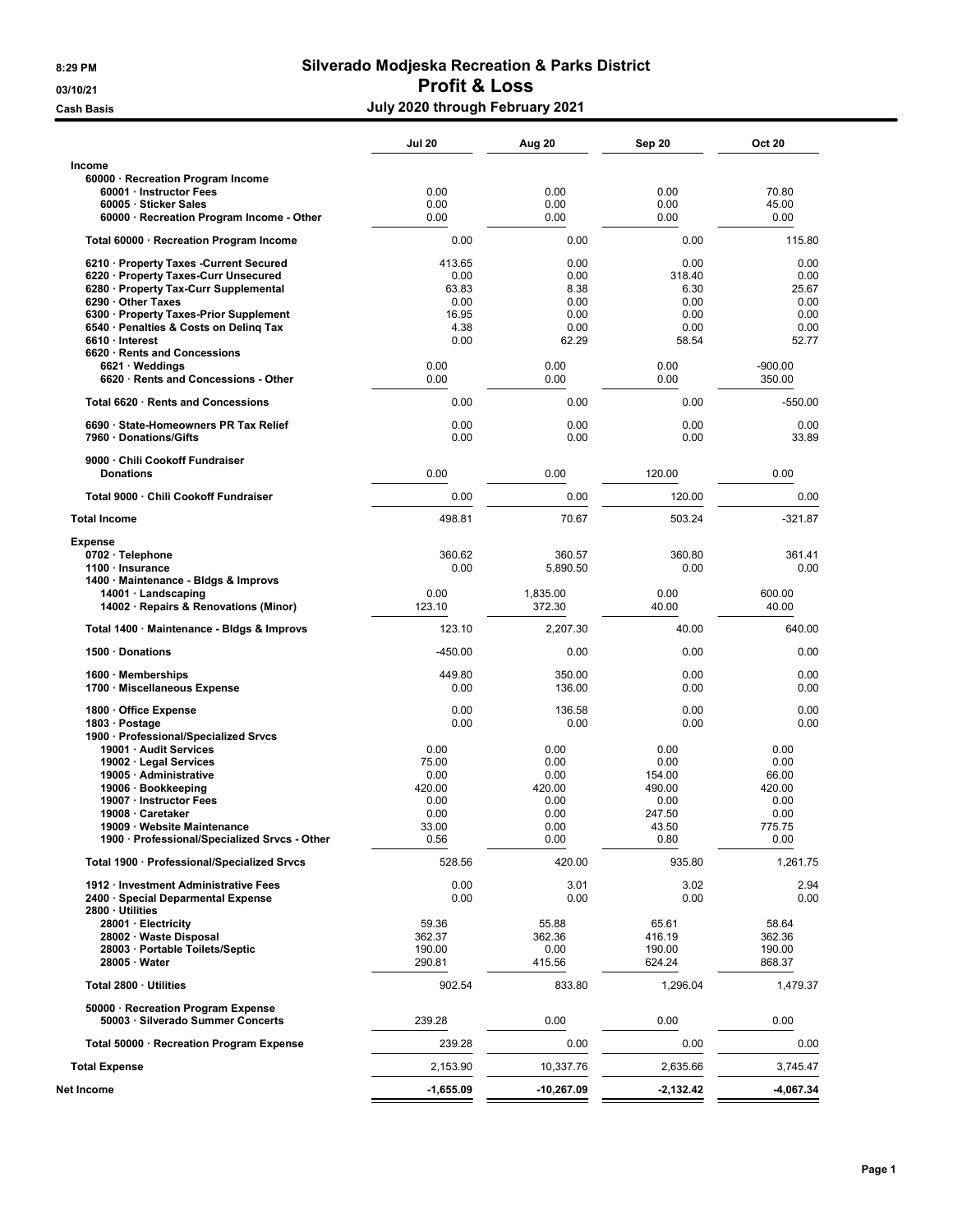# Silverado Modjeska Recreation & Parks District

## Profit & Loss

**July 2020 through February 2021**

8:29 PM
03/10/21
Cash Basis

| | Jul 20 | Aug 20 | Sep 20 | Oct 20 |
|---|---|---|---|---|
| **Income** | | | | |
| 60000 · Recreation Program Income | | | | |
| 60001 · Instructor Fees | 0.00 | 0.00 | 0.00 | 70.80 |
| 60005 · Sticker Sales | 0.00 | 0.00 | 0.00 | 45.00 |
| 60000 · Recreation Program Income - Other | 0.00 | 0.00 | 0.00 | 0.00 |
| Total 60000 · Recreation Program Income | 0.00 | 0.00 | 0.00 | 115.80 |
| 6210 · Property Taxes -Current Secured | 413.65 | 0.00 | 0.00 | 0.00 |
| 6220 · Property Taxes-Curr Unsecured | 0.00 | 0.00 | 318.40 | 0.00 |
| 6280 · Property Tax-Curr Supplemental | 63.83 | 8.38 | 6.30 | 25.67 |
| 6290 · Other Taxes | 0.00 | 0.00 | 0.00 | 0.00 |
| 6300 · Property Taxes-Prior Supplement | 16.95 | 0.00 | 0.00 | 0.00 |
| 6540 · Penalties & Costs on Delinq Tax | 4.38 | 0.00 | 0.00 | 0.00 |
| 6610 · Interest | 0.00 | 62.29 | 58.54 | 52.77 |
| 6620 · Rents and Concessions | | | | |
| 6621 · Weddings | 0.00 | 0.00 | 0.00 | -900.00 |
| 6620 · Rents and Concessions - Other | 0.00 | 0.00 | 0.00 | 350.00 |
| Total 6620 · Rents and Concessions | 0.00 | 0.00 | 0.00 | -550.00 |
| 6690 · State-Homeowners PR Tax Relief | 0.00 | 0.00 | 0.00 | 0.00 |
| 7960 · Donations/Gifts | 0.00 | 0.00 | 0.00 | 33.89 |
| 9000 · Chili Cookoff Fundraiser | | | | |
| Donations | 0.00 | 0.00 | 120.00 | 0.00 |
| Total 9000 · Chili Cookoff Fundraiser | 0.00 | 0.00 | 120.00 | 0.00 |
| **Total Income** | 498.81 | 70.67 | 503.24 | -321.87 |
| **Expense** | | | | |
| 0702 · Telephone | 360.62 | 360.57 | 360.80 | 361.41 |
| 1100 · Insurance | 0.00 | 5,890.50 | 0.00 | 0.00 |
| 1400 · Maintenance - Bldgs & Improvs | | | | |
| 14001 · Landscaping | 0.00 | 1,835.00 | 0.00 | 600.00 |
| 14002 · Repairs & Renovations (Minor) | 123.10 | 372.30 | 40.00 | 40.00 |
| Total 1400 · Maintenance - Bldgs & Improvs | 123.10 | 2,207.30 | 40.00 | 640.00 |
| 1500 · Donations | -450.00 | 0.00 | 0.00 | 0.00 |
| 1600 · Memberships | 449.80 | 350.00 | 0.00 | 0.00 |
| 1700 · Miscellaneous Expense | 0.00 | 136.00 | 0.00 | 0.00 |
| 1800 · Office Expense | 0.00 | 136.58 | 0.00 | 0.00 |
| 1803 · Postage | 0.00 | 0.00 | 0.00 | 0.00 |
| 1900 · Professional/Specialized Srvcs | | | | |
| 19001 · Audit Services | 0.00 | 0.00 | 0.00 | 0.00 |
| 19002 · Legal Services | 75.00 | 0.00 | 0.00 | 0.00 |
| 19005 · Administrative | 0.00 | 0.00 | 154.00 | 66.00 |
| 19006 · Bookkeeping | 420.00 | 420.00 | 490.00 | 420.00 |
| 19007 · Instructor Fees | 0.00 | 0.00 | 0.00 | 0.00 |
| 19008 · Caretaker | 0.00 | 0.00 | 247.50 | 0.00 |
| 19009 · Website Maintenance | 33.00 | 0.00 | 43.50 | 775.75 |
| 1900 · Professional/Specialized Srvcs - Other | 0.56 | 0.00 | 0.80 | 0.00 |
| Total 1900 · Professional/Specialized Srvcs | 528.56 | 420.00 | 935.80 | 1,261.75 |
| 1912 · Investment Administrative Fees | 0.00 | 3.01 | 3.02 | 2.94 |
| 2400 · Special Deparmental Expense | 0.00 | 0.00 | 0.00 | 0.00 |
| 2800 · Utilities | | | | |
| 28001 · Electricity | 59.36 | 55.88 | 65.61 | 58.64 |
| 28002 · Waste Disposal | 362.37 | 362.36 | 416.19 | 362.36 |
| 28003 · Portable Toilets/Septic | 190.00 | 0.00 | 190.00 | 190.00 |
| 28005 · Water | 290.81 | 415.56 | 624.24 | 868.37 |
| Total 2800 · Utilities | 902.54 | 833.80 | 1,296.04 | 1,479.37 |
| 50000 · Recreation Program Expense | | | | |
| 50003 · Silverado Summer Concerts | 239.28 | 0.00 | 0.00 | 0.00 |
| Total 50000 · Recreation Program Expense | 239.28 | 0.00 | 0.00 | 0.00 |
| **Total Expense** | 2,153.90 | 10,337.76 | 2,635.66 | 3,745.47 |
| **Net Income** | -1,655.09 | -10,267.09 | -2,132.42 | -4,067.34 |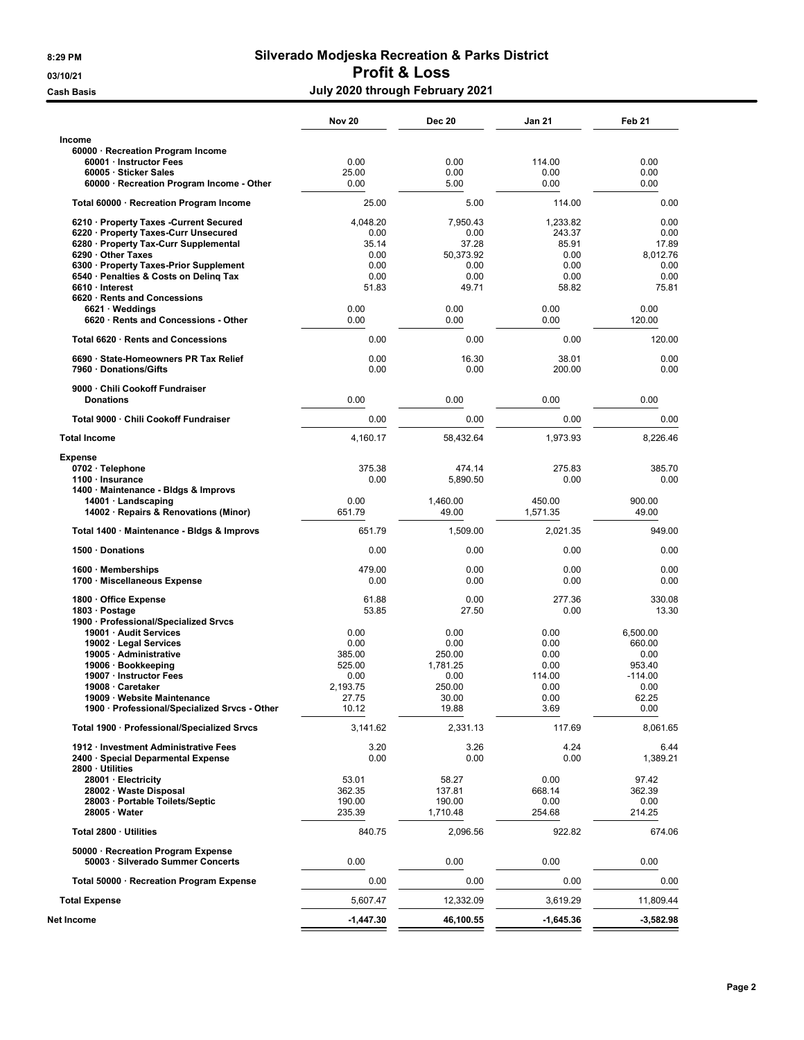# Silverado Modjeska Recreation & Parks District

## Profit & Loss

### July 2020 through February 2021

03/10/21

Cash Basis

| | Nov 20 | Dec 20 | Jan 21 | Feb 21 |
|---|---|---|---|---|
| **Income** | | | | |
| 60000 · Recreation Program Income | | | | |
| 60001 · Instructor Fees | 0.00 | 0.00 | 114.00 | 0.00 |
| 60005 · Sticker Sales | 25.00 | 0.00 | 0.00 | 0.00 |
| 60000 · Recreation Program Income - Other | 0.00 | 5.00 | 0.00 | 0.00 |
| **Total 60000 · Recreation Program Income** | 25.00 | 5.00 | 114.00 | 0.00 |
| 6210 · Property Taxes -Current Secured | 4,048.20 | 7,950.43 | 1,233.82 | 0.00 |
| 6220 · Property Taxes-Curr Unsecured | 0.00 | 0.00 | 243.37 | 0.00 |
| 6280 · Property Tax-Curr Supplemental | 35.14 | 37.28 | 85.91 | 17.89 |
| 6290 · Other Taxes | 0.00 | 50,373.92 | 0.00 | 8,012.76 |
| 6300 · Property Taxes-Prior Supplement | 0.00 | 0.00 | 0.00 | 0.00 |
| 6540 · Penalties & Costs on Delinq Tax | 0.00 | 0.00 | 0.00 | 0.00 |
| 6610 · Interest | 51.83 | 49.71 | 58.82 | 75.81 |
| 6620 · Rents and Concessions | | | | |
| 6621 · Weddings | 0.00 | 0.00 | 0.00 | 0.00 |
| 6620 · Rents and Concessions - Other | 0.00 | 0.00 | 0.00 | 120.00 |
| **Total 6620 · Rents and Concessions** | 0.00 | 0.00 | 0.00 | 120.00 |
| 6690 · State-Homeowners PR Tax Relief | 0.00 | 16.30 | 38.01 | 0.00 |
| 7960 · Donations/Gifts | 0.00 | 0.00 | 200.00 | 0.00 |
| 9000 · Chili Cookoff Fundraiser | | | | |
| Donations | 0.00 | 0.00 | 0.00 | 0.00 |
| **Total 9000 · Chili Cookoff Fundraiser** | 0.00 | 0.00 | 0.00 | 0.00 |
| **Total Income** | 4,160.17 | 58,432.64 | 1,973.93 | 8,226.46 |
| **Expense** | | | | |
| 0702 · Telephone | 375.38 | 474.14 | 275.83 | 385.70 |
| 1100 · Insurance | 0.00 | 5,890.50 | 0.00 | 0.00 |
| 1400 · Maintenance - Bldgs & Improvs | | | | |
| 14001 · Landscaping | 0.00 | 1,460.00 | 450.00 | 900.00 |
| 14002 · Repairs & Renovations (Minor) | 651.79 | 49.00 | 1,571.35 | 49.00 |
| **Total 1400 · Maintenance - Bldgs & Improvs** | 651.79 | 1,509.00 | 2,021.35 | 949.00 |
| 1500 · Donations | 0.00 | 0.00 | 0.00 | 0.00 |
| 1600 · Memberships | 479.00 | 0.00 | 0.00 | 0.00 |
| 1700 · Miscellaneous Expense | 0.00 | 0.00 | 0.00 | 0.00 |
| 1800 · Office Expense | 61.88 | 0.00 | 277.36 | 330.08 |
| 1803 · Postage | 53.85 | 27.50 | 0.00 | 13.30 |
| 1900 · Professional/Specialized Srvcs | | | | |
| 19001 · Audit Services | 0.00 | 0.00 | 0.00 | 6,500.00 |
| 19002 · Legal Services | 0.00 | 0.00 | 0.00 | 660.00 |
| 19005 · Administrative | 385.00 | 250.00 | 0.00 | 0.00 |
| 19006 · Bookkeeping | 525.00 | 1,781.25 | 0.00 | 953.40 |
| 19007 · Instructor Fees | 0.00 | 0.00 | 114.00 | -114.00 |
| 19008 · Caretaker | 2,193.75 | 250.00 | 0.00 | 0.00 |
| 19009 · Website Maintenance | 27.75 | 30.00 | 0.00 | 62.25 |
| 1900 · Professional/Specialized Srvcs - Other | 10.12 | 19.88 | 3.69 | 0.00 |
| **Total 1900 · Professional/Specialized Srvcs** | 3,141.62 | 2,331.13 | 117.69 | 8,061.65 |
| 1912 · Investment Administrative Fees | 3.20 | 3.26 | 4.24 | 6.44 |
| 2400 · Special Deparmental Expense | 0.00 | 0.00 | 0.00 | 1,389.21 |
| 2800 · Utilities | | | | |
| 28001 · Electricity | 53.01 | 58.27 | 0.00 | 97.42 |
| 28002 · Waste Disposal | 362.35 | 137.81 | 668.14 | 362.39 |
| 28003 · Portable Toilets/Septic | 190.00 | 190.00 | 0.00 | 0.00 |
| 28005 · Water | 235.39 | 1,710.48 | 254.68 | 214.25 |
| **Total 2800 · Utilities** | 840.75 | 2,096.56 | 922.82 | 674.06 |
| 50000 · Recreation Program Expense | | | | |
| 50003 · Silverado Summer Concerts | 0.00 | 0.00 | 0.00 | 0.00 |
| **Total 50000 · Recreation Program Expense** | 0.00 | 0.00 | 0.00 | 0.00 |
| **Total Expense** | 5,607.47 | 12,332.09 | 3,619.29 | 11,809.44 |
| **Net Income** | **-1,447.30** | **46,100.55** | **-1,645.36** | **-3,582.98** |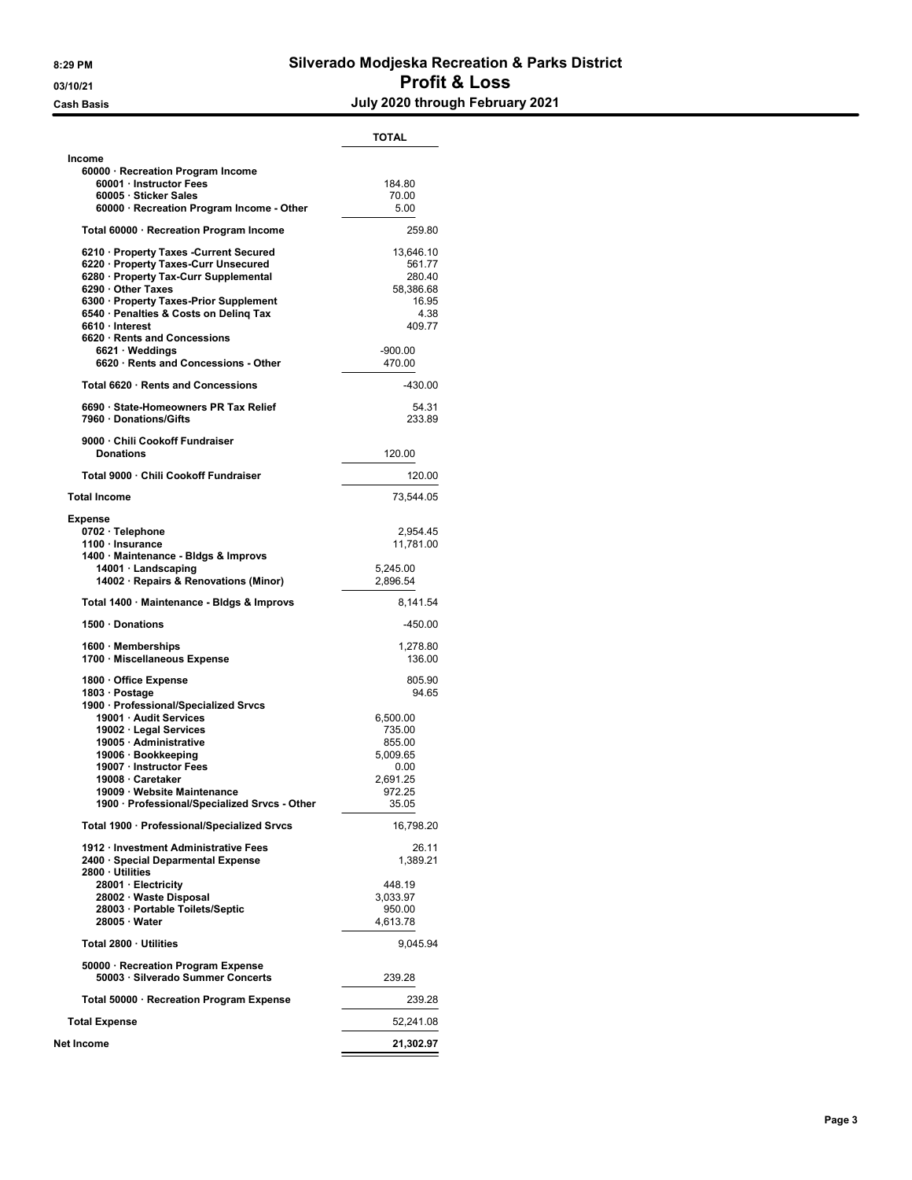# Silverado Modjeska Recreation & Parks District

## Profit & Loss

**July 2020 through February 2021**

03/10/21 8:29 PM — Cash Basis

| | TOTAL |
|---|---|
| **Income** | |
| 60000 · Recreation Program Income | |
| 60001 · Instructor Fees | 184.80 |
| 60005 · Sticker Sales | 70.00 |
| 60000 · Recreation Program Income - Other | 5.00 |
| Total 60000 · Recreation Program Income | 259.80 |
| 6210 · Property Taxes -Current Secured | 13,646.10 |
| 6220 · Property Taxes-Curr Unsecured | 561.77 |
| 6280 · Property Tax-Curr Supplemental | 280.40 |
| 6290 · Other Taxes | 58,386.68 |
| 6300 · Property Taxes-Prior Supplement | 16.95 |
| 6540 · Penalties & Costs on Delinq Tax | 4.38 |
| 6610 · Interest | 409.77 |
| 6620 · Rents and Concessions | |
| 6621 · Weddings | -900.00 |
| 6620 · Rents and Concessions - Other | 470.00 |
| Total 6620 · Rents and Concessions | -430.00 |
| 6690 · State-Homeowners PR Tax Relief | 54.31 |
| 7960 · Donations/Gifts | 233.89 |
| 9000 · Chili Cookoff Fundraiser | |
| Donations | 120.00 |
| Total 9000 · Chili Cookoff Fundraiser | 120.00 |
| **Total Income** | 73,544.05 |
| **Expense** | |
| 0702 · Telephone | 2,954.45 |
| 1100 · Insurance | 11,781.00 |
| 1400 · Maintenance - Bldgs & Improvs | |
| 14001 · Landscaping | 5,245.00 |
| 14002 · Repairs & Renovations (Minor) | 2,896.54 |
| Total 1400 · Maintenance - Bldgs & Improvs | 8,141.54 |
| 1500 · Donations | -450.00 |
| 1600 · Memberships | 1,278.80 |
| 1700 · Miscellaneous Expense | 136.00 |
| 1800 · Office Expense | 805.90 |
| 1803 · Postage | 94.65 |
| 1900 · Professional/Specialized Srvcs | |
| 19001 · Audit Services | 6,500.00 |
| 19002 · Legal Services | 735.00 |
| 19005 · Administrative | 855.00 |
| 19006 · Bookkeeping | 5,009.65 |
| 19007 · Instructor Fees | 0.00 |
| 19008 · Caretaker | 2,691.25 |
| 19009 · Website Maintenance | 972.25 |
| 1900 · Professional/Specialized Srvcs - Other | 35.05 |
| Total 1900 · Professional/Specialized Srvcs | 16,798.20 |
| 1912 · Investment Administrative Fees | 26.11 |
| 2400 · Special Deparmental Expense | 1,389.21 |
| 2800 · Utilities | |
| 28001 · Electricity | 448.19 |
| 28002 · Waste Disposal | 3,033.97 |
| 28003 · Portable Toilets/Septic | 950.00 |
| 28005 · Water | 4,613.78 |
| Total 2800 · Utilities | 9,045.94 |
| 50000 · Recreation Program Expense | |
| 50003 · Silverado Summer Concerts | 239.28 |
| Total 50000 · Recreation Program Expense | 239.28 |
| **Total Expense** | 52,241.08 |
| **Net Income** | **21,302.97** |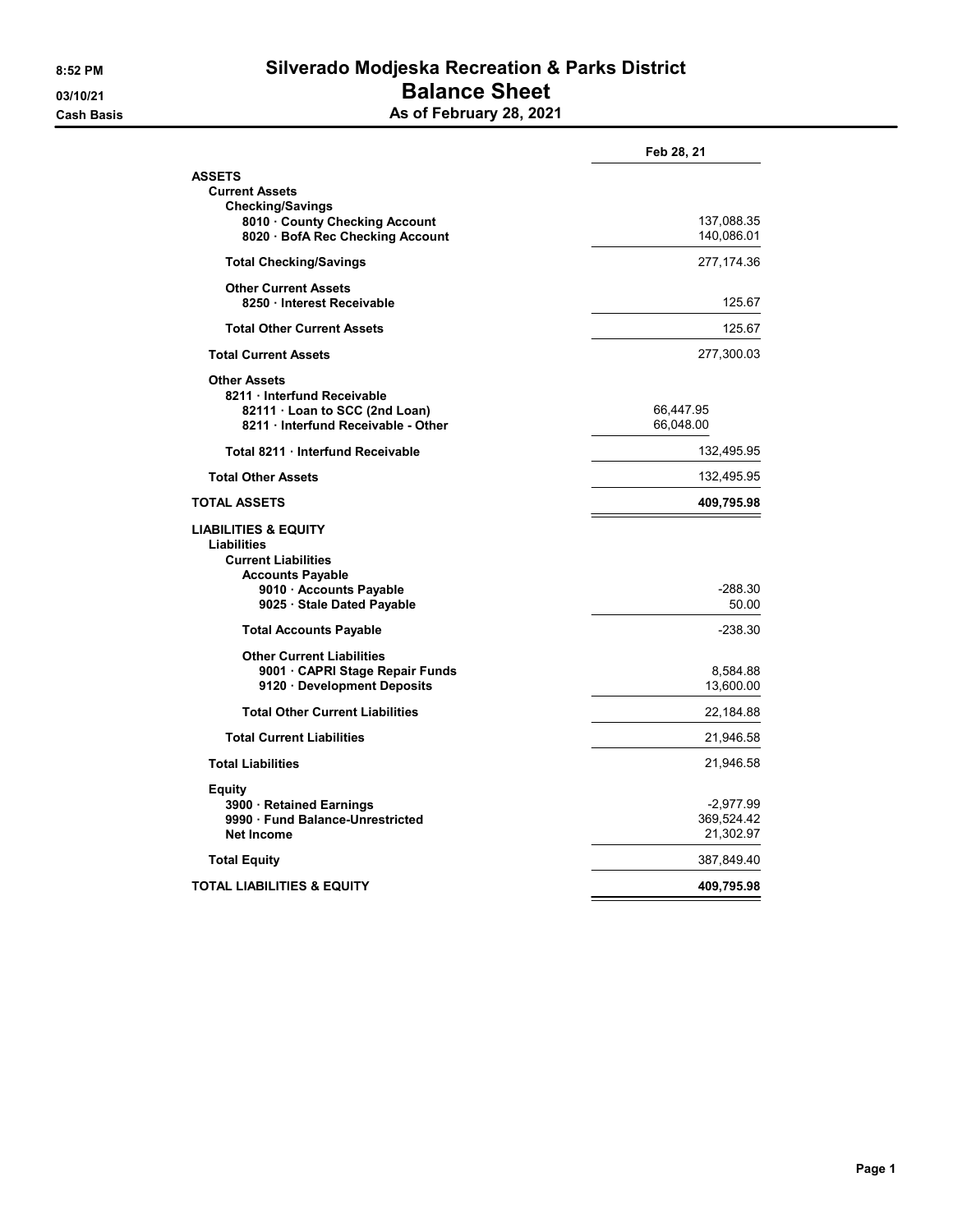8:52 PM
03/10/21
Cash Basis

# Silverado Modjeska Recreation & Parks District

## Balance Sheet

### As of February 28, 2021

| | | Feb 28, 21 |
|---|---|---|
| **ASSETS** | | |
| **Current Assets** | | |
| **Checking/Savings** | | |
| **8010 · County Checking Account** | | 137,088.35 |
| **8020 · BofA Rec Checking Account** | | 140,086.01 |
| **Total Checking/Savings** | | 277,174.36 |
| **Other Current Assets** | | |
| **8250 · Interest Receivable** | | 125.67 |
| **Total Other Current Assets** | | 125.67 |
| **Total Current Assets** | | 277,300.03 |
| **Other Assets** | | |
| **8211 · Interfund Receivable** | | |
| **82111 · Loan to SCC (2nd Loan)** | 66,447.95 | |
| **8211 · Interfund Receivable - Other** | 66,048.00 | |
| **Total 8211 · Interfund Receivable** | | 132,495.95 |
| **Total Other Assets** | | 132,495.95 |
| **TOTAL ASSETS** | | **409,795.98** |
| **LIABILITIES & EQUITY** | | |
| **Liabilities** | | |
| **Current Liabilities** | | |
| **Accounts Payable** | | |
| **9010 · Accounts Payable** | | -288.30 |
| **9025 · Stale Dated Payable** | | 50.00 |
| **Total Accounts Payable** | | -238.30 |
| **Other Current Liabilities** | | |
| **9001 · CAPRI Stage Repair Funds** | | 8,584.88 |
| **9120 · Development Deposits** | | 13,600.00 |
| **Total Other Current Liabilities** | | 22,184.88 |
| **Total Current Liabilities** | | 21,946.58 |
| **Total Liabilities** | | 21,946.58 |
| **Equity** | | |
| **3900 · Retained Earnings** | | -2,977.99 |
| **9990 · Fund Balance-Unrestricted** | | 369,524.42 |
| **Net Income** | | 21,302.97 |
| **Total Equity** | | 387,849.40 |
| **TOTAL LIABILITIES & EQUITY** | | **409,795.98** |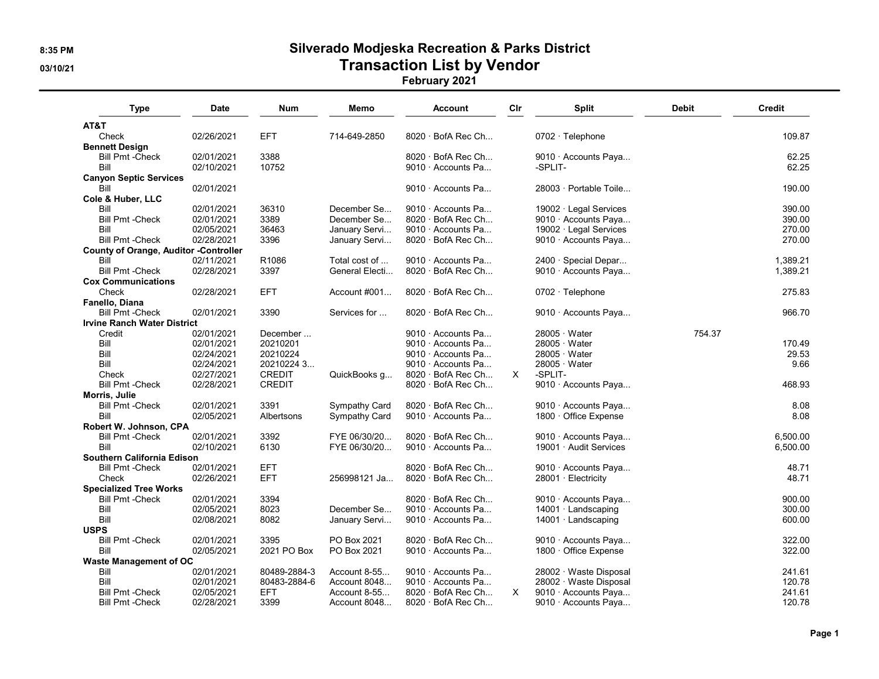# Silverado Modjeska Recreation & Parks District

## Transaction List by Vendor

### February 2021

| Type | Date | Num | Memo | Account | Clr | Split | Debit | Credit |
|---|---|---|---|---|---|---|---|---|
| **AT&T** | | | | | | | | |
| Check | 02/26/2021 | EFT | 714-649-2850 | 8020 · BofA Rec Ch... | | 0702 · Telephone | | 109.87 |
| **Bennett Design** | | | | | | | | |
| Bill Pmt -Check | 02/01/2021 | 3388 | | 8020 · BofA Rec Ch... | | 9010 · Accounts Paya... | | 62.25 |
| Bill | 02/10/2021 | 10752 | | 9010 · Accounts Pa... | | -SPLIT- | | 62.25 |
| **Canyon Septic Services** | | | | | | | | |
| Bill | 02/01/2021 | | | 9010 · Accounts Pa... | | 28003 · Portable Toile... | | 190.00 |
| **Cole & Huber, LLC** | | | | | | | | |
| Bill | 02/01/2021 | 36310 | December Se... | 9010 · Accounts Pa... | | 19002 · Legal Services | | 390.00 |
| Bill Pmt -Check | 02/01/2021 | 3389 | December Se... | 8020 · BofA Rec Ch... | | 9010 · Accounts Paya... | | 390.00 |
| Bill | 02/05/2021 | 36463 | January Servi... | 9010 · Accounts Pa... | | 19002 · Legal Services | | 270.00 |
| Bill Pmt -Check | 02/28/2021 | 3396 | January Servi... | 8020 · BofA Rec Ch... | | 9010 · Accounts Paya... | | 270.00 |
| **County of Orange, Auditor -Controller** | | | | | | | | |
| Bill | 02/11/2021 | R1086 | Total cost of ... | 9010 · Accounts Pa... | | 2400 · Special Depar... | | 1,389.21 |
| Bill Pmt -Check | 02/28/2021 | 3397 | General Electi... | 8020 · BofA Rec Ch... | | 9010 · Accounts Paya... | | 1,389.21 |
| **Cox Communications** | | | | | | | | |
| Check | 02/28/2021 | EFT | Account #001... | 8020 · BofA Rec Ch... | | 0702 · Telephone | | 275.83 |
| **Fanello, Diana** | | | | | | | | |
| Bill Pmt -Check | 02/01/2021 | 3390 | Services for ... | 8020 · BofA Rec Ch... | | 9010 · Accounts Paya... | | 966.70 |
| **Irvine Ranch Water District** | | | | | | | | |
| Credit | 02/01/2021 | December ... | | 9010 · Accounts Pa... | | 28005 · Water | 754.37 | |
| Bill | 02/01/2021 | 20210201 | | 9010 · Accounts Pa... | | 28005 · Water | | 170.49 |
| Bill | 02/24/2021 | 20210224 | | 9010 · Accounts Pa... | | 28005 · Water | | 29.53 |
| Bill | 02/24/2021 | 20210224 3... | | 9010 · Accounts Pa... | | 28005 · Water | | 9.66 |
| Check | 02/27/2021 | CREDIT | QuickBooks g... | 8020 · BofA Rec Ch... | X | -SPLIT- | | |
| Bill Pmt -Check | 02/28/2021 | CREDIT | | 8020 · BofA Rec Ch... | | 9010 · Accounts Paya... | | 468.93 |
| **Morris, Julie** | | | | | | | | |
| Bill Pmt -Check | 02/01/2021 | 3391 | Sympathy Card | 8020 · BofA Rec Ch... | | 9010 · Accounts Paya... | | 8.08 |
| Bill | 02/05/2021 | Albertsons | Sympathy Card | 9010 · Accounts Pa... | | 1800 · Office Expense | | 8.08 |
| **Robert W. Johnson, CPA** | | | | | | | | |
| Bill Pmt -Check | 02/01/2021 | 3392 | FYE 06/30/20... | 8020 · BofA Rec Ch... | | 9010 · Accounts Paya... | | 6,500.00 |
| Bill | 02/10/2021 | 6130 | FYE 06/30/20... | 9010 · Accounts Pa... | | 19001 · Audit Services | | 6,500.00 |
| **Southern California Edison** | | | | | | | | |
| Bill Pmt -Check | 02/01/2021 | EFT | | 8020 · BofA Rec Ch... | | 9010 · Accounts Paya... | | 48.71 |
| Check | 02/26/2021 | EFT | 256998121 Ja... | 8020 · BofA Rec Ch... | | 28001 · Electricity | | 48.71 |
| **Specialized Tree Works** | | | | | | | | |
| Bill Pmt -Check | 02/01/2021 | 3394 | | 8020 · BofA Rec Ch... | | 9010 · Accounts Paya... | | 900.00 |
| Bill | 02/05/2021 | 8023 | December Se... | 9010 · Accounts Pa... | | 14001 · Landscaping | | 300.00 |
| Bill | 02/08/2021 | 8082 | January Servi... | 9010 · Accounts Pa... | | 14001 · Landscaping | | 600.00 |
| **USPS** | | | | | | | | |
| Bill Pmt -Check | 02/01/2021 | 3395 | PO Box 2021 | 8020 · BofA Rec Ch... | | 9010 · Accounts Paya... | | 322.00 |
| Bill | 02/05/2021 | 2021 PO Box | PO Box 2021 | 9010 · Accounts Pa... | | 1800 · Office Expense | | 322.00 |
| **Waste Management of OC** | | | | | | | | |
| Bill | 02/01/2021 | 80489-2884-3 | Account 8-55... | 9010 · Accounts Pa... | | 28002 · Waste Disposal | | 241.61 |
| Bill | 02/01/2021 | 80483-2884-6 | Account 8048... | 9010 · Accounts Pa... | | 28002 · Waste Disposal | | 120.78 |
| Bill Pmt -Check | 02/05/2021 | EFT | Account 8-55... | 8020 · BofA Rec Ch... | X | 9010 · Accounts Paya... | | 241.61 |
| Bill Pmt -Check | 02/28/2021 | 3399 | Account 8048... | 8020 · BofA Rec Ch... | | 9010 · Accounts Paya... | | 120.78 |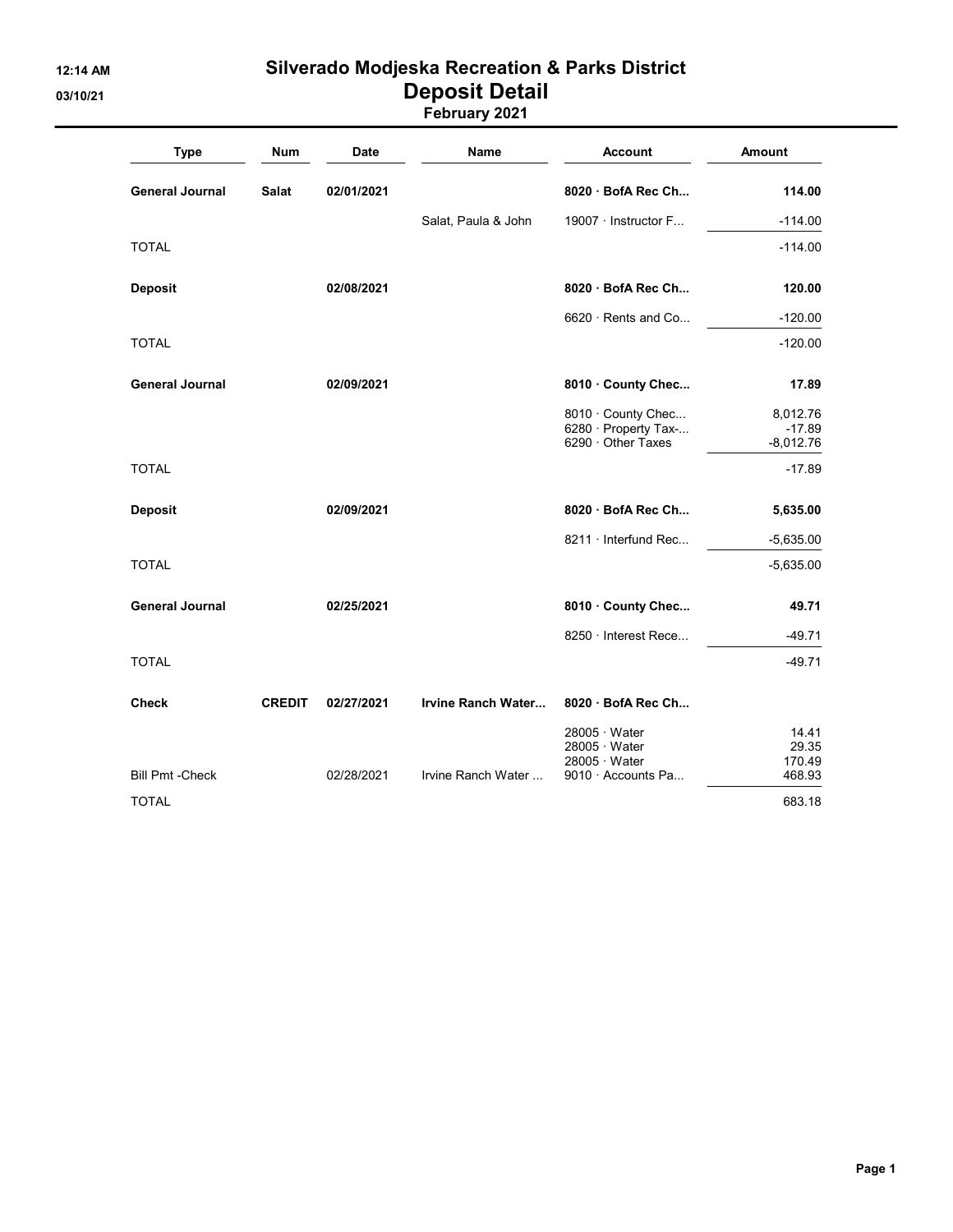# Silverado Modjeska Recreation & Parks District

## Deposit Detail

### February 2021

12:14 AM

03/10/21

| Type | Num | Date | Name | Account | Amount |
|---|---|---|---|---|---|
| **General Journal** | **Salat** | **02/01/2021** | | **8020 · BofA Rec Ch...** | **114.00** |
| | | | Salat, Paula & John | 19007 · Instructor F... | -114.00 |
| TOTAL | | | | | -114.00 |
| **Deposit** | | **02/08/2021** | | **8020 · BofA Rec Ch...** | **120.00** |
| | | | | 6620 · Rents and Co... | -120.00 |
| TOTAL | | | | | -120.00 |
| **General Journal** | | **02/09/2021** | | **8010 · County Chec...** | **17.89** |
| | | | | 8010 · County Chec... | 8,012.76 |
| | | | | 6280 · Property Tax-... | -17.89 |
| | | | | 6290 · Other Taxes | -8,012.76 |
| TOTAL | | | | | -17.89 |
| **Deposit** | | **02/09/2021** | | **8020 · BofA Rec Ch...** | **5,635.00** |
| | | | | 8211 · Interfund Rec... | -5,635.00 |
| TOTAL | | | | | -5,635.00 |
| **General Journal** | | **02/25/2021** | | **8010 · County Chec...** | **49.71** |
| | | | | 8250 · Interest Rece... | -49.71 |
| TOTAL | | | | | -49.71 |
| **Check** | **CREDIT** | **02/27/2021** | **Irvine Ranch Water...** | **8020 · BofA Rec Ch...** | |
| | | | | 28005 · Water | 14.41 |
| | | | | 28005 · Water | 29.35 |
| | | | | 28005 · Water | 170.49 |
| Bill Pmt -Check | | 02/28/2021 | Irvine Ranch Water ... | 9010 · Accounts Pa... | 468.93 |
| TOTAL | | | | | 683.18 |